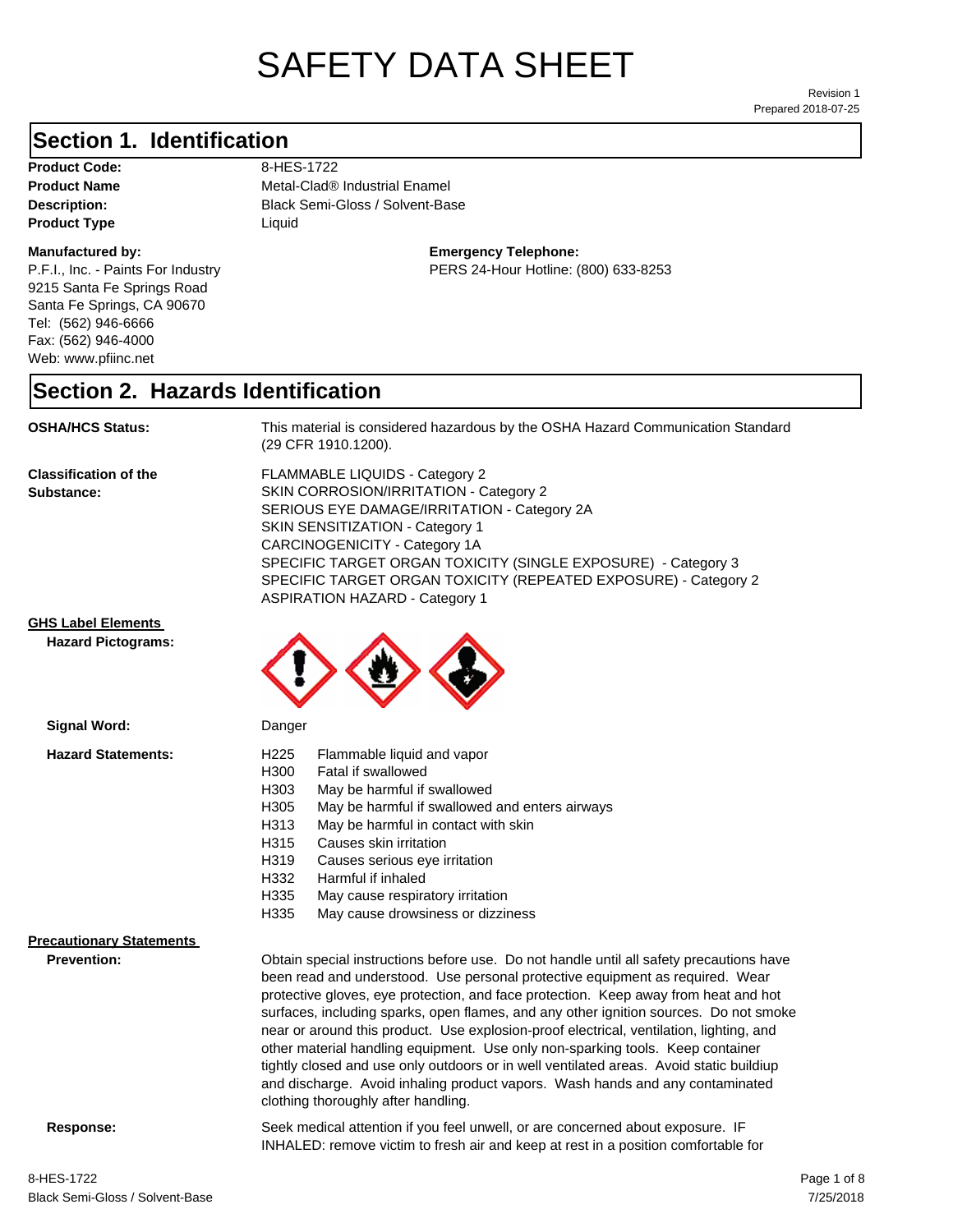# SAFETY DATA SHEET

Revision 1
Prepared 2018-07-25

## Section 1. Identification

**Product Code:** 8-HES-1722
**Product Name** Metal-Clad® Industrial Enamel
**Description:** Black Semi-Gloss / Solvent-Base
**Product Type** Liquid

**Manufactured by:**
P.F.I., Inc. - Paints For Industry
9215 Santa Fe Springs Road
Santa Fe Springs, CA 90670
Tel: (562) 946-6666
Fax: (562) 946-4000
Web: www.pfiinc.net

**Emergency Telephone:**
PERS 24-Hour Hotline: (800) 633-8253

## Section 2. Hazards Identification

**OSHA/HCS Status:** This material is considered hazardous by the OSHA Hazard Communication Standard (29 CFR 1910.1200).

**Classification of the Substance:**
FLAMMABLE LIQUIDS - Category 2
SKIN CORROSION/IRRITATION - Category 2
SERIOUS EYE DAMAGE/IRRITATION - Category 2A
SKIN SENSITIZATION - Category 1
CARCINOGENICITY - Category 1A
SPECIFIC TARGET ORGAN TOXICITY (SINGLE EXPOSURE) - Category 3
SPECIFIC TARGET ORGAN TOXICITY (REPEATED EXPOSURE) - Category 2
ASPIRATION HAZARD - Category 1

**GHS Label Elements**

**Hazard Pictograms:**

**Signal Word:** Danger

**Hazard Statements:**

H225 Flammable liquid and vapor
H300 Fatal if swallowed
H303 May be harmful if swallowed
H305 May be harmful if swallowed and enters airways
H313 May be harmful in contact with skin
H315 Causes skin irritation
H319 Causes serious eye irritation
H332 Harmful if inhaled
H335 May cause respiratory irritation
H335 May cause drowsiness or dizziness

**Precautionary Statements**

**Prevention:** Obtain special instructions before use. Do not handle until all safety precautions have been read and understood. Use personal protective equipment as required. Wear protective gloves, eye protection, and face protection. Keep away from heat and hot surfaces, including sparks, open flames, and any other ignition sources. Do not smoke near or around this product. Use explosion-proof electrical, ventilation, lighting, and other material handling equipment. Use only non-sparking tools. Keep container tightly closed and use only outdoors or in well ventilated areas. Avoid static buildiup and discharge. Avoid inhaling product vapors. Wash hands and any contaminated clothing thoroughly after handling.

**Response:** Seek medical attention if you feel unwell, or are concerned about exposure. IF INHALED: remove victim to fresh air and keep at rest in a position comfortable for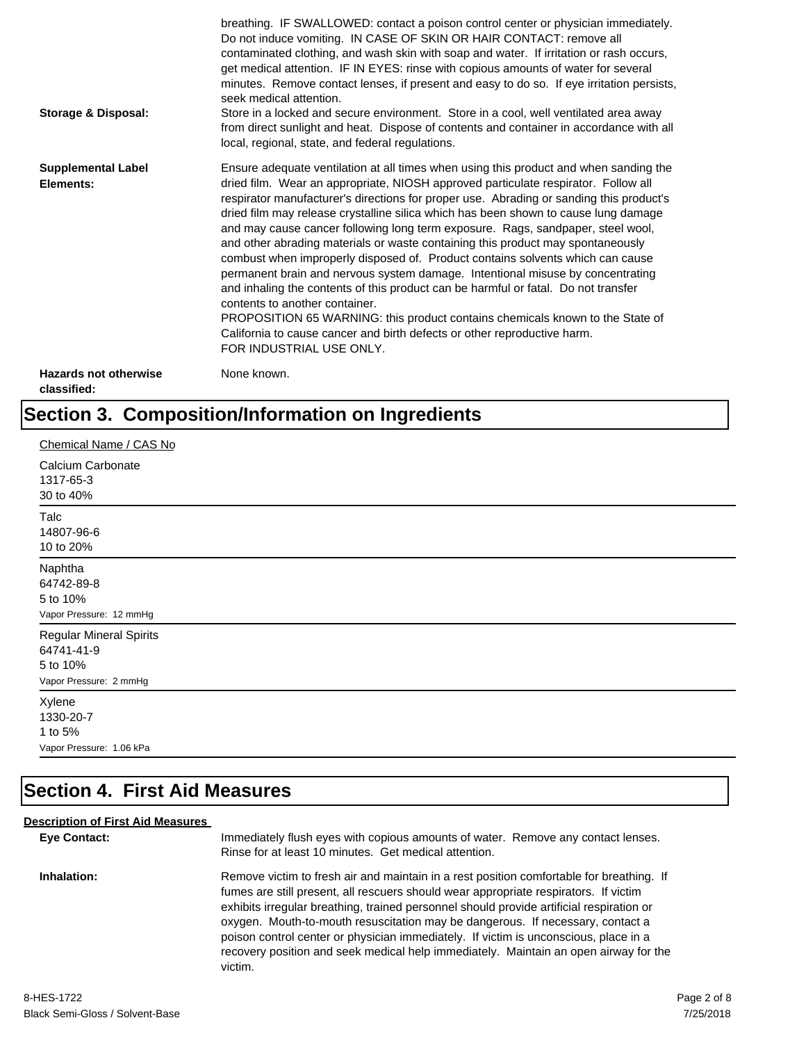breathing. IF SWALLOWED: contact a poison control center or physician immediately. Do not induce vomiting. IN CASE OF SKIN OR HAIR CONTACT: remove all contaminated clothing, and wash skin with soap and water. If irritation or rash occurs, get medical attention. IF IN EYES: rinse with copious amounts of water for several minutes. Remove contact lenses, if present and easy to do so. If eye irritation persists, seek medical attention.

**Storage & Disposal:** Store in a locked and secure environment. Store in a cool, well ventilated area away from direct sunlight and heat. Dispose of contents and container in accordance with all local, regional, state, and federal regulations.

**Supplemental Label Elements:** Ensure adequate ventilation at all times when using this product and when sanding the dried film. Wear an appropriate, NIOSH approved particulate respirator. Follow all respirator manufacturer's directions for proper use. Abrading or sanding this product's dried film may release crystalline silica which has been shown to cause lung damage and may cause cancer following long term exposure. Rags, sandpaper, steel wool, and other abrading materials or waste containing this product may spontaneously combust when improperly disposed of. Product contains solvents which can cause permanent brain and nervous system damage. Intentional misuse by concentrating and inhaling the contents of this product can be harmful or fatal. Do not transfer contents to another container.
PROPOSITION 65 WARNING: this product contains chemicals known to the State of California to cause cancer and birth defects or other reproductive harm.
FOR INDUSTRIAL USE ONLY.

**Hazards not otherwise classified:** None known.

# Section 3. Composition/Information on Ingredients

Chemical Name / CAS No

Calcium Carbonate
1317-65-3
30 to 40%

---

Talc
14807-96-6
10 to 20%

---

Naphtha
64742-89-8
5 to 10%
Vapor Pressure: 12 mmHg

---

Regular Mineral Spirits
64741-41-9
5 to 10%
Vapor Pressure: 2 mmHg

---

Xylene
1330-20-7
1 to 5%
Vapor Pressure: 1.06 kPa

---

# Section 4. First Aid Measures

**Description of First Aid Measures**

**Eye Contact:** Immediately flush eyes with copious amounts of water. Remove any contact lenses. Rinse for at least 10 minutes. Get medical attention.

**Inhalation:** Remove victim to fresh air and maintain in a rest position comfortable for breathing. If fumes are still present, all rescuers should wear appropriate respirators. If victim exhibits irregular breathing, trained personnel should provide artificial respiration or oxygen. Mouth-to-mouth resuscitation may be dangerous. If necessary, contact a poison control center or physician immediately. If victim is unconscious, place in a recovery position and seek medical help immediately. Maintain an open airway for the victim.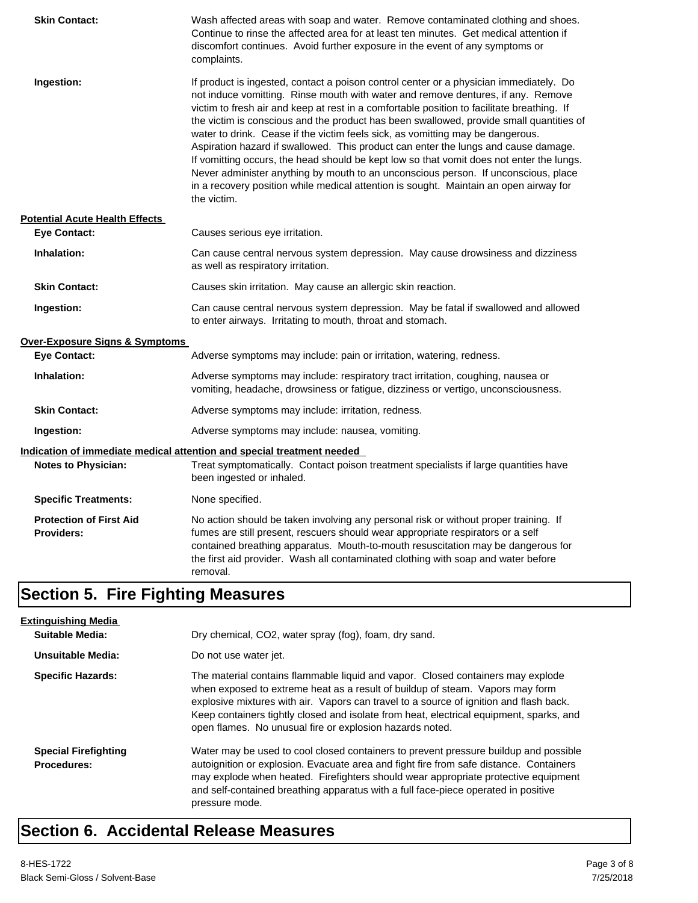**Skin Contact:** Wash affected areas with soap and water. Remove contaminated clothing and shoes. Continue to rinse the affected area for at least ten minutes. Get medical attention if discomfort continues. Avoid further exposure in the event of any symptoms or complaints.

**Ingestion:** If product is ingested, contact a poison control center or a physician immediately. Do not induce vomitting. Rinse mouth with water and remove dentures, if any. Remove victim to fresh air and keep at rest in a comfortable position to facilitate breathing. If the victim is conscious and the product has been swallowed, provide small quantities of water to drink. Cease if the victim feels sick, as vomitting may be dangerous. Aspiration hazard if swallowed. This product can enter the lungs and cause damage. If vomitting occurs, the head should be kept low so that vomit does not enter the lungs. Never administer anything by mouth to an unconscious person. If unconscious, place in a recovery position while medical attention is sought. Maintain an open airway for the victim.

**Potential Acute Health Effects**

**Eye Contact:** Causes serious eye irritation.

**Inhalation:** Can cause central nervous system depression. May cause drowsiness and dizziness as well as respiratory irritation.

**Skin Contact:** Causes skin irritation. May cause an allergic skin reaction.

**Ingestion:** Can cause central nervous system depression. May be fatal if swallowed and allowed to enter airways. Irritating to mouth, throat and stomach.

**Over-Exposure Signs & Symptoms**

**Eye Contact:** Adverse symptoms may include: pain or irritation, watering, redness.

**Inhalation:** Adverse symptoms may include: respiratory tract irritation, coughing, nausea or vomiting, headache, drowsiness or fatigue, dizziness or vertigo, unconsciousness.

**Skin Contact:** Adverse symptoms may include: irritation, redness.

**Ingestion:** Adverse symptoms may include: nausea, vomiting.

**Indication of immediate medical attention and special treatment needed**

**Notes to Physician:** Treat symptomatically. Contact poison treatment specialists if large quantities have been ingested or inhaled.

**Specific Treatments:** None specified.

**Protection of First Aid Providers:** No action should be taken involving any personal risk or without proper training. If fumes are still present, rescuers should wear appropriate respirators or a self contained breathing apparatus. Mouth-to-mouth resuscitation may be dangerous for the first aid provider. Wash all contaminated clothing with soap and water before removal.

## Section 5. Fire Fighting Measures

**Extinguishing Media**

**Suitable Media:** Dry chemical, $CO_2$, water spray (fog), foam, dry sand.

**Unsuitable Media:** Do not use water jet.

**Specific Hazards:** The material contains flammable liquid and vapor. Closed containers may explode when exposed to extreme heat as a result of buildup of steam. Vapors may form explosive mixtures with air. Vapors can travel to a source of ignition and flash back. Keep containers tightly closed and isolate from heat, electrical equipment, sparks, and open flames. No unusual fire or explosion hazards noted.

**Special Firefighting Procedures:** Water may be used to cool closed containers to prevent pressure buildup and possible autoignition or explosion. Evacuate area and fight fire from safe distance. Containers may explode when heated. Firefighters should wear appropriate protective equipment and self-contained breathing apparatus with a full face-piece operated in positive pressure mode.

## Section 6. Accidental Release Measures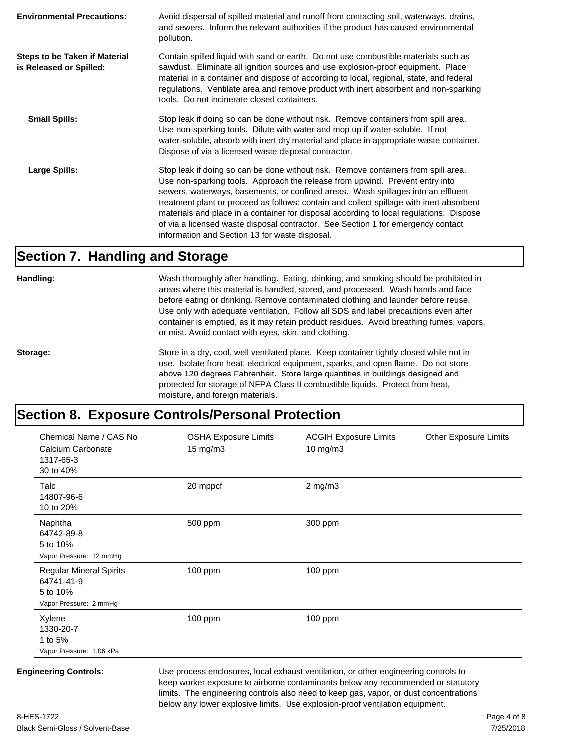**Environmental Precautions:** Avoid dispersal of spilled material and runoff from contacting soil, waterways, drains, and sewers. Inform the relevant authorities if the product has caused environmental pollution.

**Steps to be Taken if Material is Released or Spilled:** Contain spilled liquid with sand or earth. Do not use combustible materials such as sawdust. Eliminate all ignition sources and use explosion-proof equipment. Place material in a container and dispose of according to local, regional, state, and federal regulations. Ventilate area and remove product with inert absorbent and non-sparking tools. Do not incinerate closed containers.

**Small Spills:** Stop leak if doing so can be done without risk. Remove containers from spill area. Use non-sparking tools. Dilute with water and mop up if water-soluble. If not water-soluble, absorb with inert dry material and place in appropriate waste container. Dispose of via a licensed waste disposal contractor.

**Large Spills:** Stop leak if doing so can be done without risk. Remove containers from spill area. Use non-sparking tools. Approach the release from upwind. Prevent entry into sewers, waterways, basements, or confined areas. Wash spillages into an effluent treatment plant or proceed as follows: contain and collect spillage with inert absorbent materials and place in a container for disposal according to local regulations. Dispose of via a licensed waste disposal contractor. See Section 1 for emergency contact information and Section 13 for waste disposal.

## Section 7. Handling and Storage

**Handling:** Wash thoroughly after handling. Eating, drinking, and smoking should be prohibited in areas where this material is handled, stored, and processed. Wash hands and face before eating or drinking. Remove contaminated clothing and launder before reuse. Use only with adequate ventilation. Follow all SDS and label precautions even after container is emptied, as it may retain product residues. Avoid breathing fumes, vapors, or mist. Avoid contact with eyes, skin, and clothing.

**Storage:** Store in a dry, cool, well ventilated place. Keep container tightly closed while not in use. Isolate from heat, electrical equipment, sparks, and open flame. Do not store above 120 degrees Fahrenheit. Store large quantities in buildings designed and protected for storage of NFPA Class II combustible liquids. Protect from heat, moisture, and foreign materials.

## Section 8. Exposure Controls/Personal Protection

| Chemical Name / CAS No | OSHA Exposure Limits | ACGIH Exposure Limits | Other Exposure Limits |
|---|---|---|---|
| Calcium Carbonate<br>1317-65-3<br>30 to 40% | 15 mg/m3 | 10 mg/m3 | |
| Talc<br>14807-96-6<br>10 to 20% | 20 mppcf | 2 mg/m3 | |
| Naphtha<br>64742-89-8<br>5 to 10%<br>Vapor Pressure: 12 mmHg | 500 ppm | 300 ppm | |
| Regular Mineral Spirits<br>64741-41-9<br>5 to 10%<br>Vapor Pressure: 2 mmHg | 100 ppm | 100 ppm | |
| Xylene<br>1330-20-7<br>1 to 5%<br>Vapor Pressure: 1.06 kPa | 100 ppm | 100 ppm | |

**Engineering Controls:** Use process enclosures, local exhaust ventilation, or other engineering controls to keep worker exposure to airborne contaminants below any recommended or statutory limits. The engineering controls also need to keep gas, vapor, or dust concentrations below any lower explosive limits. Use explosion-proof ventilation equipment.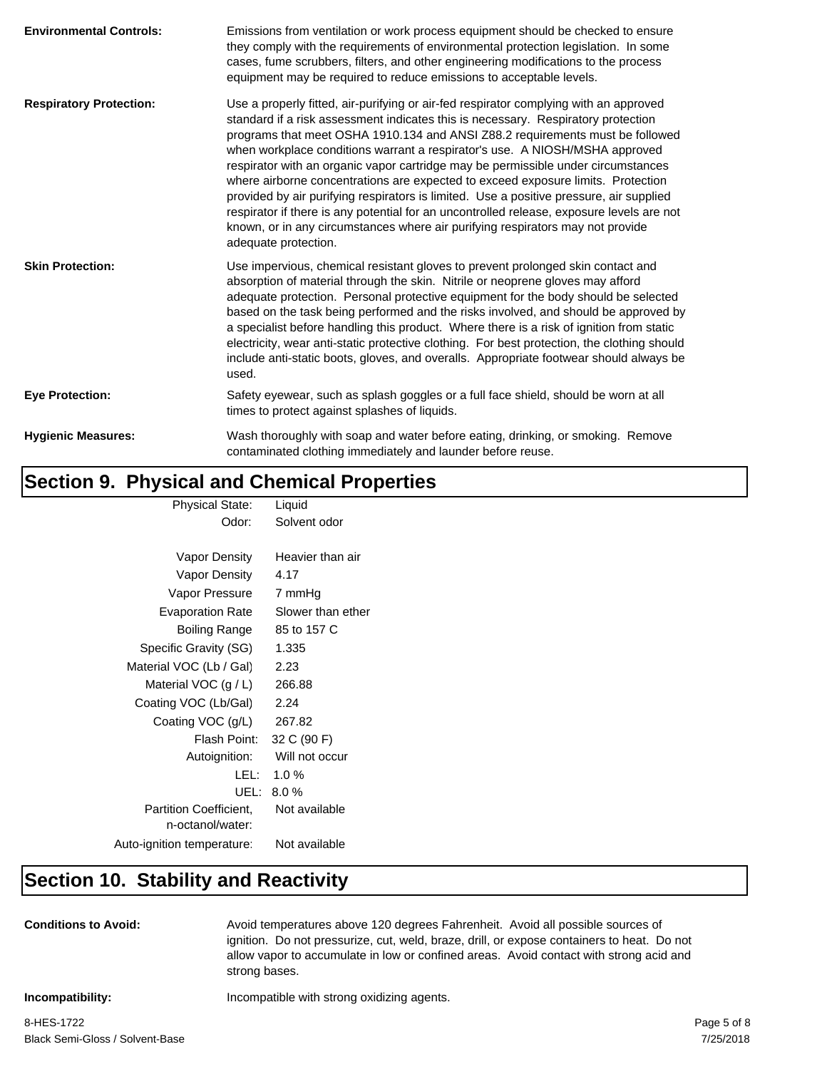**Environmental Controls:** Emissions from ventilation or work process equipment should be checked to ensure they comply with the requirements of environmental protection legislation. In some cases, fume scrubbers, filters, and other engineering modifications to the process equipment may be required to reduce emissions to acceptable levels.

**Respiratory Protection:** Use a properly fitted, air-purifying or air-fed respirator complying with an approved standard if a risk assessment indicates this is necessary. Respiratory protection programs that meet OSHA 1910.134 and ANSI Z88.2 requirements must be followed when workplace conditions warrant a respirator's use. A NIOSH/MSHA approved respirator with an organic vapor cartridge may be permissible under circumstances where airborne concentrations are expected to exceed exposure limits. Protection provided by air purifying respirators is limited. Use a positive pressure, air supplied respirator if there is any potential for an uncontrolled release, exposure levels are not known, or in any circumstances where air purifying respirators may not provide adequate protection.

**Skin Protection:** Use impervious, chemical resistant gloves to prevent prolonged skin contact and absorption of material through the skin. Nitrile or neoprene gloves may afford adequate protection. Personal protective equipment for the body should be selected based on the task being performed and the risks involved, and should be approved by a specialist before handling this product. Where there is a risk of ignition from static electricity, wear anti-static protective clothing. For best protection, the clothing should include anti-static boots, gloves, and overalls. Appropriate footwear should always be used.

**Eye Protection:** Safety eyewear, such as splash goggles or a full face shield, should be worn at all times to protect against splashes of liquids.

**Hygienic Measures:** Wash thoroughly with soap and water before eating, drinking, or smoking. Remove contaminated clothing immediately and launder before reuse.

## Section 9. Physical and Chemical Properties

| Property | Value |
|---|---|
| Physical State: | Liquid |
| Odor: | Solvent odor |
| Vapor Density | Heavier than air |
| Vapor Density | 4.17 |
| Vapor Pressure | 7 mmHg |
| Evaporation Rate | Slower than ether |
| Boiling Range | 85 to 157 C |
| Specific Gravity (SG) | 1.335 |
| Material VOC (Lb / Gal) | 2.23 |
| Material VOC (g / L) | 266.88 |
| Coating VOC (Lb/Gal) | 2.24 |
| Coating VOC (g/L) | 267.82 |
| Flash Point: | 32 C (90 F) |
| Autoignition: | Will not occur |
| LEL: | 1.0 % |
| UEL: | 8.0 % |
| Partition Coefficient, n-octanol/water: | Not available |
| Auto-ignition temperature: | Not available |

## Section 10. Stability and Reactivity

**Conditions to Avoid:** Avoid temperatures above 120 degrees Fahrenheit. Avoid all possible sources of ignition. Do not pressurize, cut, weld, braze, drill, or expose containers to heat. Do not allow vapor to accumulate in low or confined areas. Avoid contact with strong acid and strong bases.

**Incompatibility:** Incompatible with strong oxidizing agents.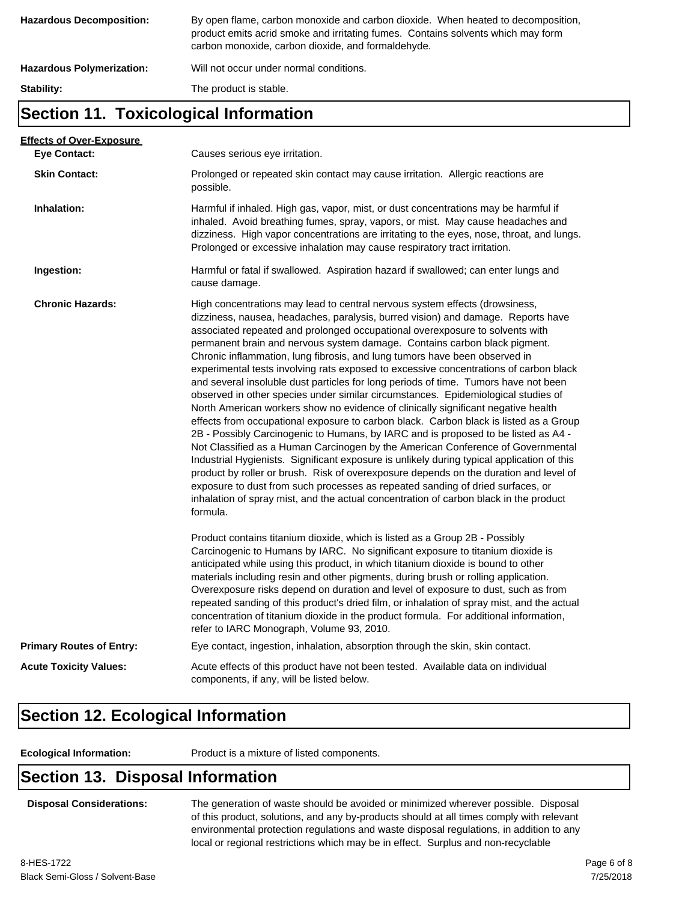**Hazardous Decomposition:** By open flame, carbon monoxide and carbon dioxide. When heated to decomposition, product emits acrid smoke and irritating fumes. Contains solvents which may form carbon monoxide, carbon dioxide, and formaldehyde.

**Hazardous Polymerization:** Will not occur under normal conditions.

**Stability:** The product is stable.

## Section 11. Toxicological Information

**Effects of Over-Exposure**

**Eye Contact:** Causes serious eye irritation.

**Skin Contact:** Prolonged or repeated skin contact may cause irritation. Allergic reactions are possible.

**Inhalation:** Harmful if inhaled. High gas, vapor, mist, or dust concentrations may be harmful if inhaled. Avoid breathing fumes, spray, vapors, or mist. May cause headaches and dizziness. High vapor concentrations are irritating to the eyes, nose, throat, and lungs. Prolonged or excessive inhalation may cause respiratory tract irritation.

**Ingestion:** Harmful or fatal if swallowed. Aspiration hazard if swallowed; can enter lungs and cause damage.

**Chronic Hazards:** High concentrations may lead to central nervous system effects (drowsiness, dizziness, nausea, headaches, paralysis, burred vision) and damage. Reports have associated repeated and prolonged occupational overexposure to solvents with permanent brain and nervous system damage. Contains carbon black pigment. Chronic inflammation, lung fibrosis, and lung tumors have been observed in experimental tests involving rats exposed to excessive concentrations of carbon black and several insoluble dust particles for long periods of time. Tumors have not been observed in other species under similar circumstances. Epidemiological studies of North American workers show no evidence of clinically significant negative health effects from occupational exposure to carbon black. Carbon black is listed as a Group 2B - Possibly Carcinogenic to Humans, by IARC and is proposed to be listed as A4 - Not Classified as a Human Carcinogen by the American Conference of Governmental Industrial Hygienists. Significant exposure is unlikely during typical application of this product by roller or brush. Risk of overexposure depends on the duration and level of exposure to dust from such processes as repeated sanding of dried surfaces, or inhalation of spray mist, and the actual concentration of carbon black in the product formula.

Product contains titanium dioxide, which is listed as a Group 2B - Possibly Carcinogenic to Humans by IARC. No significant exposure to titanium dioxide is anticipated while using this product, in which titanium dioxide is bound to other materials including resin and other pigments, during brush or rolling application. Overexposure risks depend on duration and level of exposure to dust, such as from repeated sanding of this product's dried film, or inhalation of spray mist, and the actual concentration of titanium dioxide in the product formula. For additional information, refer to IARC Monograph, Volume 93, 2010.

**Primary Routes of Entry:** Eye contact, ingestion, inhalation, absorption through the skin, skin contact.

**Acute Toxicity Values:** Acute effects of this product have not been tested. Available data on individual components, if any, will be listed below.

## Section 12. Ecological Information

**Ecological Information:** Product is a mixture of listed components.

## Section 13. Disposal Information

**Disposal Considerations:** The generation of waste should be avoided or minimized wherever possible. Disposal of this product, solutions, and any by-products should at all times comply with relevant environmental protection regulations and waste disposal regulations, in addition to any local or regional restrictions which may be in effect. Surplus and non-recyclable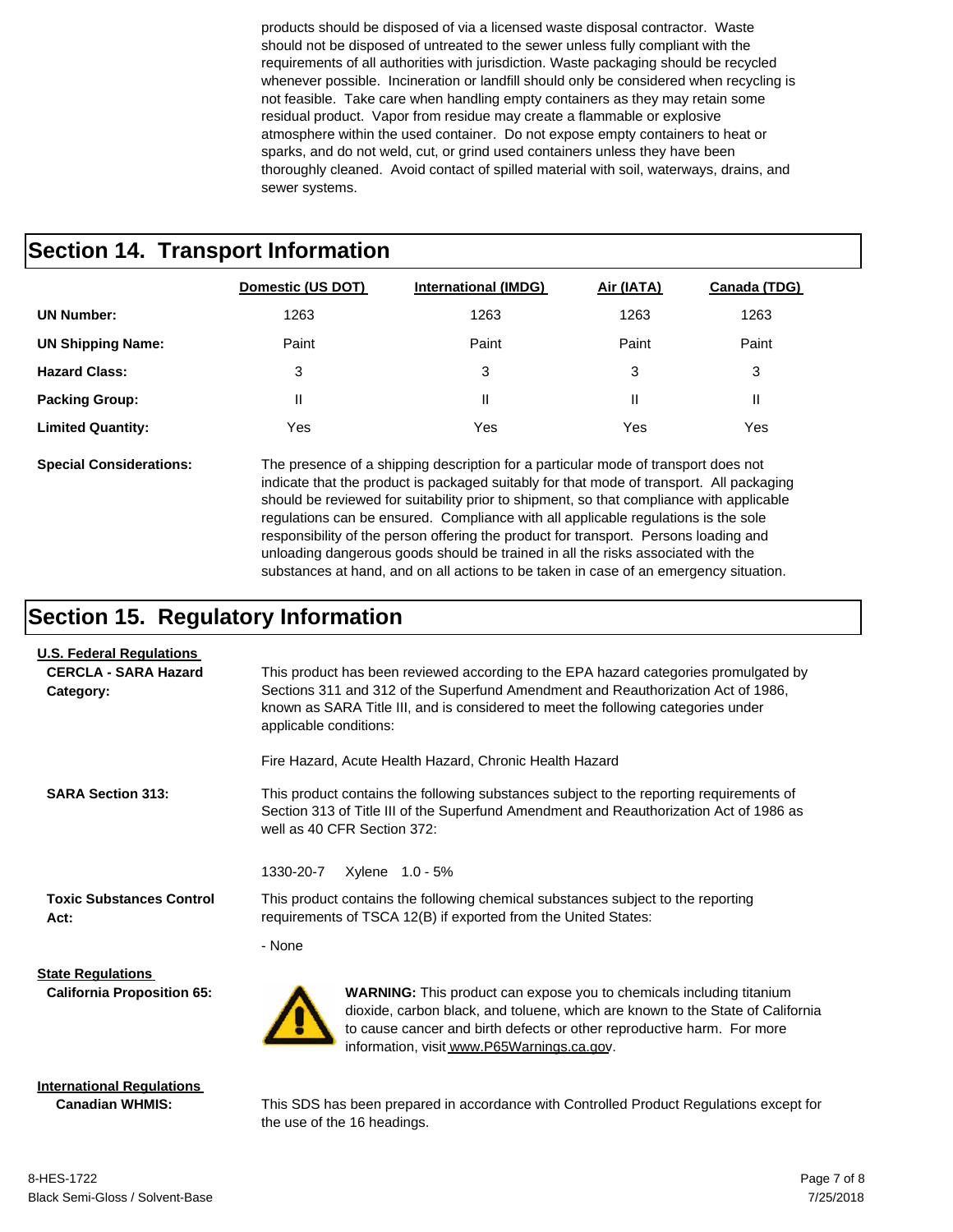products should be disposed of via a licensed waste disposal contractor. Waste should not be disposed of untreated to the sewer unless fully compliant with the requirements of all authorities with jurisdiction. Waste packaging should be recycled whenever possible. Incineration or landfill should only be considered when recycling is not feasible. Take care when handling empty containers as they may retain some residual product. Vapor from residue may create a flammable or explosive atmosphere within the used container. Do not expose empty containers to heat or sparks, and do not weld, cut, or grind used containers unless they have been thoroughly cleaned. Avoid contact of spilled material with soil, waterways, drains, and sewer systems.

## Section 14. Transport Information

| | Domestic (US DOT) | International (IMDG) | Air (IATA) | Canada (TDG) |
|---|---|---|---|---|
| **UN Number:** | 1263 | 1263 | 1263 | 1263 |
| **UN Shipping Name:** | Paint | Paint | Paint | Paint |
| **Hazard Class:** | 3 | 3 | 3 | 3 |
| **Packing Group:** | II | II | II | II |
| **Limited Quantity:** | Yes | Yes | Yes | Yes |

**Special Considerations:** The presence of a shipping description for a particular mode of transport does not indicate that the product is packaged suitably for that mode of transport. All packaging should be reviewed for suitability prior to shipment, so that compliance with applicable regulations can be ensured. Compliance with all applicable regulations is the sole responsibility of the person offering the product for transport. Persons loading and unloading dangerous goods should be trained in all the risks associated with the substances at hand, and on all actions to be taken in case of an emergency situation.

## Section 15. Regulatory Information

**U.S. Federal Regulations**

**CERCLA - SARA Hazard Category:** This product has been reviewed according to the EPA hazard categories promulgated by Sections 311 and 312 of the Superfund Amendment and Reauthorization Act of 1986, known as SARA Title III, and is considered to meet the following categories under applicable conditions:

Fire Hazard, Acute Health Hazard, Chronic Health Hazard

**SARA Section 313:** This product contains the following substances subject to the reporting requirements of Section 313 of Title III of the Superfund Amendment and Reauthorization Act of 1986 as well as 40 CFR Section 372:

1330-20-7 Xylene 1.0 - 5%

**Toxic Substances Control Act:** This product contains the following chemical substances subject to the reporting requirements of TSCA 12(B) if exported from the United States:

- None

**State Regulations**

**California Proposition 65:** **WARNING:** This product can expose you to chemicals including titanium dioxide, carbon black, and toluene, which are known to the State of California to cause cancer and birth defects or other reproductive harm. For more information, visit www.P65Warnings.ca.gov.

**International Regulations**

**Canadian WHMIS:** This SDS has been prepared in accordance with Controlled Product Regulations except for the use of the 16 headings.

8-HES-1722
Black Semi-Gloss / Solvent-Base
7/25/2018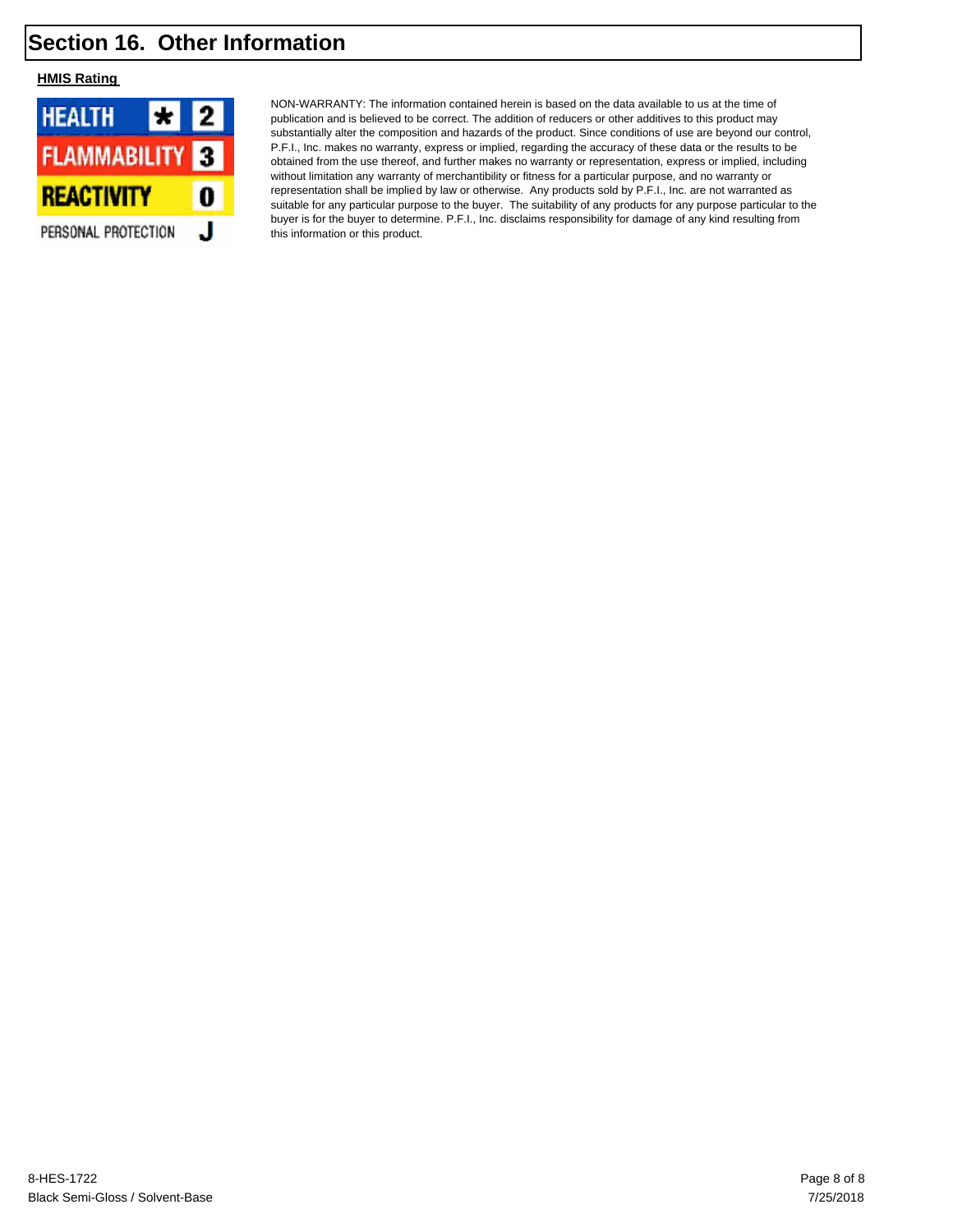# Section 16. Other Information

**HMIS Rating**

| | | |
|---|---|---|
| HEALTH | * | 2 |
| FLAMMABILITY | | 3 |
| REACTIVITY | | 0 |
| PERSONAL PROTECTION | | J |

NON-WARRANTY: The information contained herein is based on the data available to us at the time of publication and is believed to be correct. The addition of reducers or other additives to this product may substantially alter the composition and hazards of the product. Since conditions of use are beyond our control, P.F.I., Inc. makes no warranty, express or implied, regarding the accuracy of these data or the results to be obtained from the use thereof, and further makes no warranty or representation, express or implied, including without limitation any warranty of merchantibility or fitness for a particular purpose, and no warranty or representation shall be implied by law or otherwise. Any products sold by P.F.I., Inc. are not warranted as suitable for any particular purpose to the buyer. The suitability of any products for any purpose particular to the buyer is for the buyer to determine. P.F.I., Inc. disclaims responsibility for damage of any kind resulting from this information or this product.